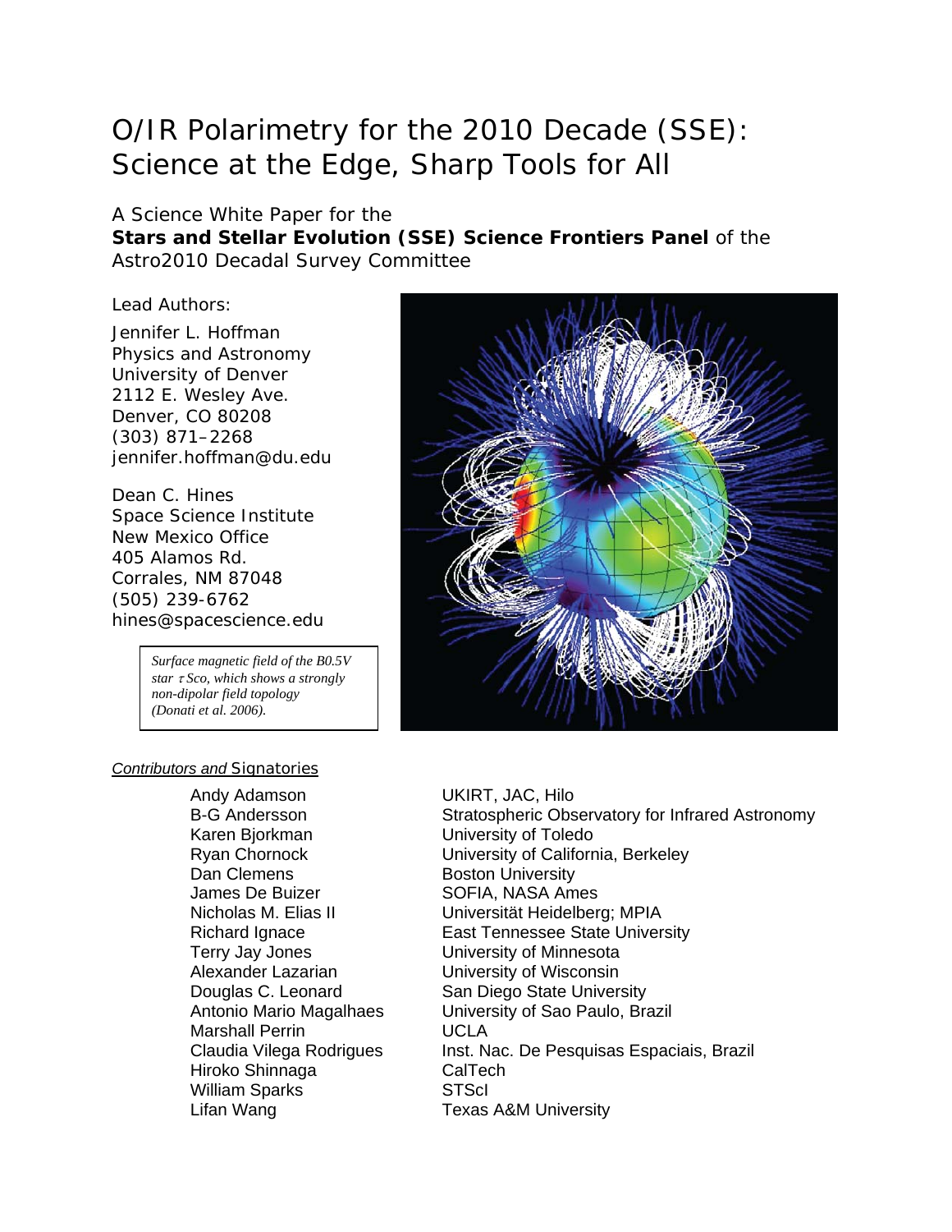# O/IR Polarimetry for the 2010 Decade (SSE): Science at the Edge, Sharp Tools for All

A Science White Paper for the
**Stars and Stellar Evolution (SSE) Science Frontiers Panel** of the
Astro2010 Decadal Survey Committee

Lead Authors:

Jennifer L. Hoffman
Physics and Astronomy
University of Denver
2112 E. Wesley Ave.
Denver, CO 80208
(303) 871–2268
jennifer.hoffman@du.edu

Dean C. Hines
Space Science Institute
New Mexico Office
405 Alamos Rd.
Corrales, NM 87048
(505) 239-6762
hines@spacescience.edu

*Surface magnetic field of the B0.5V star $\tau$ Sco, which shows a strongly non-dipolar field topology (Donati et al. 2006).*

*Contributors and* Signatories

| | |
|---|---|
| Andy Adamson | UKIRT, JAC, Hilo |
| B-G Andersson | Stratospheric Observatory for Infrared Astronomy |
| Karen Bjorkman | University of Toledo |
| Ryan Chornock | University of California, Berkeley |
| Dan Clemens | Boston University |
| James De Buizer | SOFIA, NASA Ames |
| Nicholas M. Elias II | Universität Heidelberg; MPIA |
| Richard Ignace | East Tennessee State University |
| Terry Jay Jones | University of Minnesota |
| Alexander Lazarian | University of Wisconsin |
| Douglas C. Leonard | San Diego State University |
| Antonio Mario Magalhaes | University of Sao Paulo, Brazil |
| Marshall Perrin | UCLA |
| Claudia Vilega Rodrigues | Inst. Nac. De Pesquisas Espaciais, Brazil |
| Hiroko Shinnaga | CalTech |
| William Sparks | STScI |
| Lifan Wang | Texas A&M University |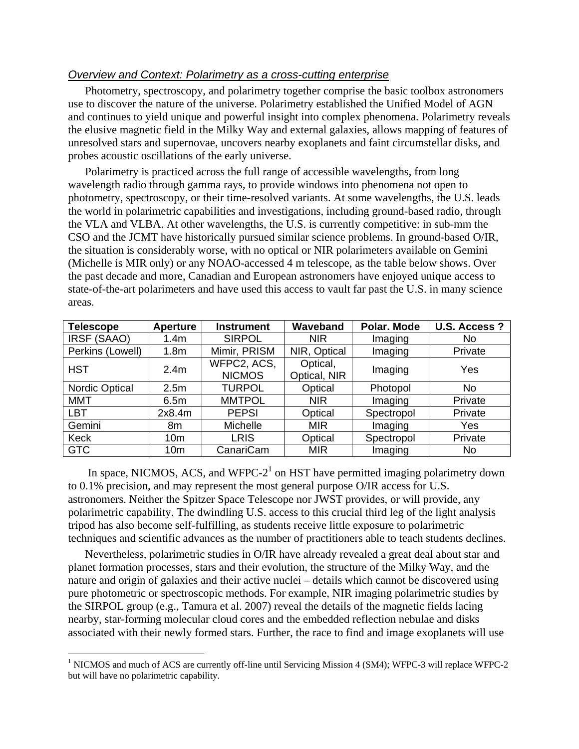*Overview and Context: Polarimetry as a cross-cutting enterprise*

Photometry, spectroscopy, and polarimetry together comprise the basic toolbox astronomers use to discover the nature of the universe. Polarimetry established the Unified Model of AGN and continues to yield unique and powerful insight into complex phenomena. Polarimetry reveals the elusive magnetic field in the Milky Way and external galaxies, allows mapping of features of unresolved stars and supernovae, uncovers nearby exoplanets and faint circumstellar disks, and probes acoustic oscillations of the early universe.

Polarimetry is practiced across the full range of accessible wavelengths, from long wavelength radio through gamma rays, to provide windows into phenomena not open to photometry, spectroscopy, or their time-resolved variants. At some wavelengths, the U.S. leads the world in polarimetric capabilities and investigations, including ground-based radio, through the VLA and VLBA. At other wavelengths, the U.S. is currently competitive: in sub-mm the CSO and the JCMT have historically pursued similar science problems. In ground-based O/IR, the situation is considerably worse, with no optical or NIR polarimeters available on Gemini (Michelle is MIR only) or any NOAO-accessed 4 m telescope, as the table below shows. Over the past decade and more, Canadian and European astronomers have enjoyed unique access to state-of-the-art polarimeters and have used this access to vault far past the U.S. in many science areas.

| Telescope | Aperture | Instrument | Waveband | Polar. Mode | U.S. Access ? |
|---|---|---|---|---|---|
| IRSF (SAAO) | 1.4m | SIRPOL | NIR | Imaging | No |
| Perkins (Lowell) | 1.8m | Mimir, PRISM | NIR, Optical | Imaging | Private |
| HST | 2.4m | WFPC2, ACS, NICMOS | Optical, Optical, NIR | Imaging | Yes |
| Nordic Optical | 2.5m | TURPOL | Optical | Photopol | No |
| MMT | 6.5m | MMTPOL | NIR | Imaging | Private |
| LBT | 2x8.4m | PEPSI | Optical | Spectropol | Private |
| Gemini | 8m | Michelle | MIR | Imaging | Yes |
| Keck | 10m | LRIS | Optical | Spectropol | Private |
| GTC | 10m | CanariCam | MIR | Imaging | No |

In space, NICMOS, ACS, and WFPC-2[1] on HST have permitted imaging polarimetry down to 0.1% precision, and may represent the most general purpose O/IR access for U.S. astronomers. Neither the Spitzer Space Telescope nor JWST provides, or will provide, any polarimetric capability. The dwindling U.S. access to this crucial third leg of the light analysis tripod has also become self-fulfilling, as students receive little exposure to polarimetric techniques and scientific advances as the number of practitioners able to teach students declines.

Nevertheless, polarimetric studies in O/IR have already revealed a great deal about star and planet formation processes, stars and their evolution, the structure of the Milky Way, and the nature and origin of galaxies and their active nuclei – details which cannot be discovered using pure photometric or spectroscopic methods. For example, NIR imaging polarimetric studies by the SIRPOL group (e.g., Tamura et al. 2007) reveal the details of the magnetic fields lacing nearby, star-forming molecular cloud cores and the embedded reflection nebulae and disks associated with their newly formed stars. Further, the race to find and image exoplanets will use

[1] NICMOS and much of ACS are currently off-line until Servicing Mission 4 (SM4); WFPC-3 will replace WFPC-2 but will have no polarimetric capability.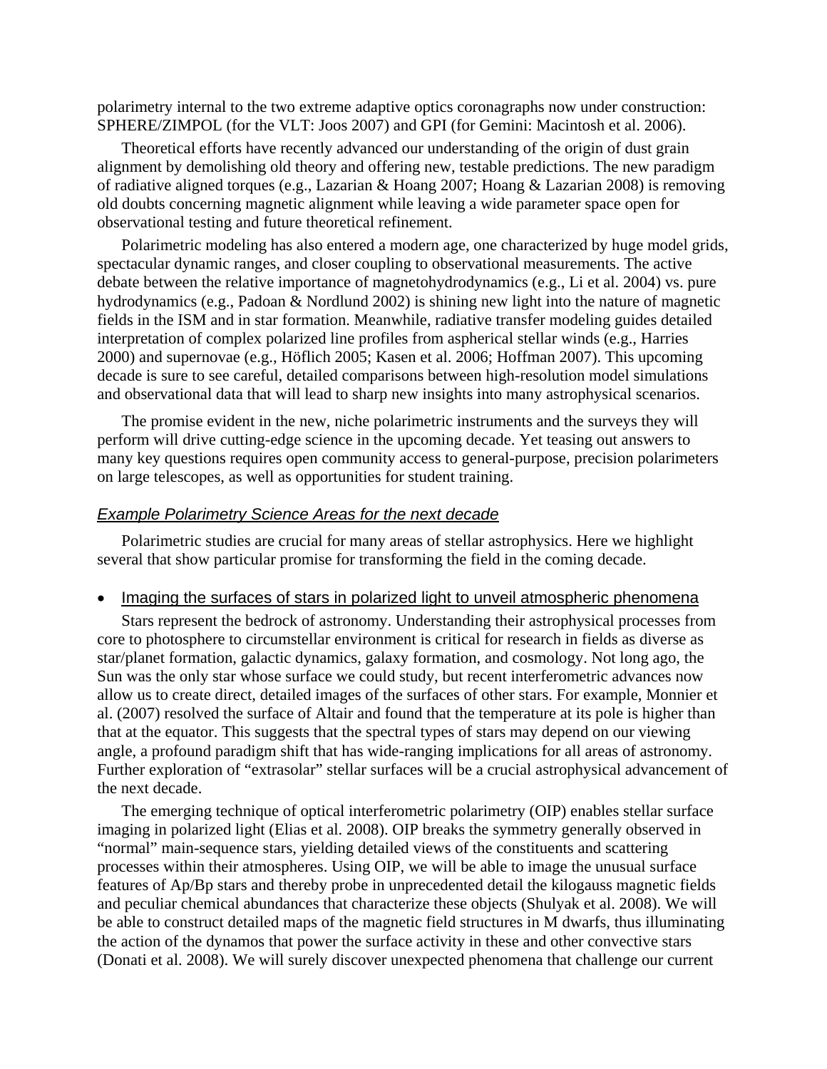polarimetry internal to the two extreme adaptive optics coronagraphs now under construction: SPHERE/ZIMPOL (for the VLT: Joos 2007) and GPI (for Gemini: Macintosh et al. 2006).

Theoretical efforts have recently advanced our understanding of the origin of dust grain alignment by demolishing old theory and offering new, testable predictions. The new paradigm of radiative aligned torques (e.g., Lazarian & Hoang 2007; Hoang & Lazarian 2008) is removing old doubts concerning magnetic alignment while leaving a wide parameter space open for observational testing and future theoretical refinement.

Polarimetric modeling has also entered a modern age, one characterized by huge model grids, spectacular dynamic ranges, and closer coupling to observational measurements. The active debate between the relative importance of magnetohydrodynamics (e.g., Li et al. 2004) vs. pure hydrodynamics (e.g., Padoan & Nordlund 2002) is shining new light into the nature of magnetic fields in the ISM and in star formation. Meanwhile, radiative transfer modeling guides detailed interpretation of complex polarized line profiles from aspherical stellar winds (e.g., Harries 2000) and supernovae (e.g., Höflich 2005; Kasen et al. 2006; Hoffman 2007). This upcoming decade is sure to see careful, detailed comparisons between high-resolution model simulations and observational data that will lead to sharp new insights into many astrophysical scenarios.

The promise evident in the new, niche polarimetric instruments and the surveys they will perform will drive cutting-edge science in the upcoming decade. Yet teasing out answers to many key questions requires open community access to general-purpose, precision polarimeters on large telescopes, as well as opportunities for student training.

## *Example Polarimetry Science Areas for the next decade*

Polarimetric studies are crucial for many areas of stellar astrophysics. Here we highlight several that show particular promise for transforming the field in the coming decade.

- Imaging the surfaces of stars in polarized light to unveil atmospheric phenomena

Stars represent the bedrock of astronomy. Understanding their astrophysical processes from core to photosphere to circumstellar environment is critical for research in fields as diverse as star/planet formation, galactic dynamics, galaxy formation, and cosmology. Not long ago, the Sun was the only star whose surface we could study, but recent interferometric advances now allow us to create direct, detailed images of the surfaces of other stars. For example, Monnier et al. (2007) resolved the surface of Altair and found that the temperature at its pole is higher than that at the equator. This suggests that the spectral types of stars may depend on our viewing angle, a profound paradigm shift that has wide-ranging implications for all areas of astronomy. Further exploration of "extrasolar" stellar surfaces will be a crucial astrophysical advancement of the next decade.

The emerging technique of optical interferometric polarimetry (OIP) enables stellar surface imaging in polarized light (Elias et al. 2008). OIP breaks the symmetry generally observed in "normal" main-sequence stars, yielding detailed views of the constituents and scattering processes within their atmospheres. Using OIP, we will be able to image the unusual surface features of Ap/Bp stars and thereby probe in unprecedented detail the kilogauss magnetic fields and peculiar chemical abundances that characterize these objects (Shulyak et al. 2008). We will be able to construct detailed maps of the magnetic field structures in M dwarfs, thus illuminating the action of the dynamos that power the surface activity in these and other convective stars (Donati et al. 2008). We will surely discover unexpected phenomena that challenge our current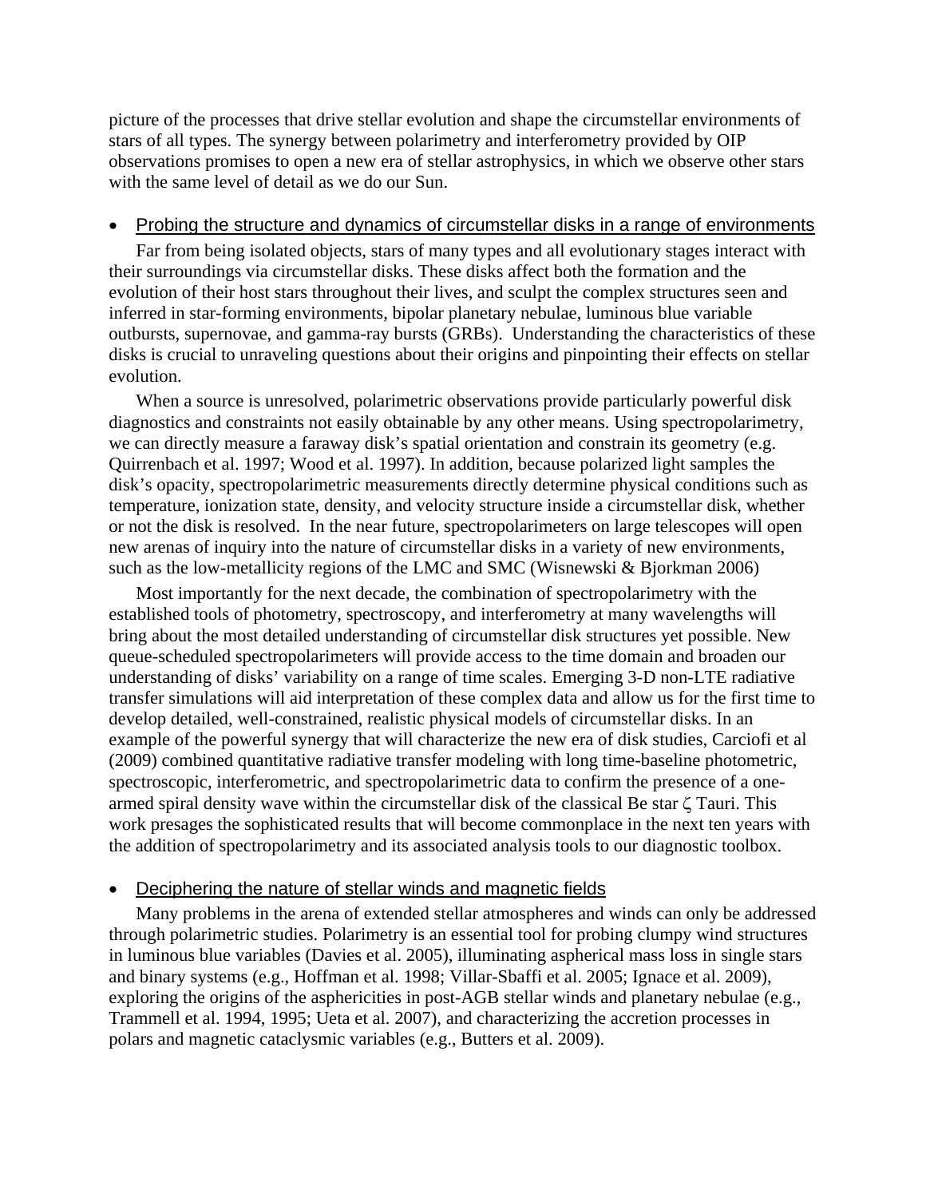picture of the processes that drive stellar evolution and shape the circumstellar environments of stars of all types. The synergy between polarimetry and interferometry provided by OIP observations promises to open a new era of stellar astrophysics, in which we observe other stars with the same level of detail as we do our Sun.

- Probing the structure and dynamics of circumstellar disks in a range of environments

Far from being isolated objects, stars of many types and all evolutionary stages interact with their surroundings via circumstellar disks. These disks affect both the formation and the evolution of their host stars throughout their lives, and sculpt the complex structures seen and inferred in star-forming environments, bipolar planetary nebulae, luminous blue variable outbursts, supernovae, and gamma-ray bursts (GRBs). Understanding the characteristics of these disks is crucial to unraveling questions about their origins and pinpointing their effects on stellar evolution.

When a source is unresolved, polarimetric observations provide particularly powerful disk diagnostics and constraints not easily obtainable by any other means. Using spectropolarimetry, we can directly measure a faraway disk's spatial orientation and constrain its geometry (e.g. Quirrenbach et al. 1997; Wood et al. 1997). In addition, because polarized light samples the disk's opacity, spectropolarimetric measurements directly determine physical conditions such as temperature, ionization state, density, and velocity structure inside a circumstellar disk, whether or not the disk is resolved. In the near future, spectropolarimeters on large telescopes will open new arenas of inquiry into the nature of circumstellar disks in a variety of new environments, such as the low-metallicity regions of the LMC and SMC (Wisnewski & Bjorkman 2006)

Most importantly for the next decade, the combination of spectropolarimetry with the established tools of photometry, spectroscopy, and interferometry at many wavelengths will bring about the most detailed understanding of circumstellar disk structures yet possible. New queue-scheduled spectropolarimeters will provide access to the time domain and broaden our understanding of disks' variability on a range of time scales. Emerging 3-D non-LTE radiative transfer simulations will aid interpretation of these complex data and allow us for the first time to develop detailed, well-constrained, realistic physical models of circumstellar disks. In an example of the powerful synergy that will characterize the new era of disk studies, Carciofi et al (2009) combined quantitative radiative transfer modeling with long time-baseline photometric, spectroscopic, interferometric, and spectropolarimetric data to confirm the presence of a one-armed spiral density wave within the circumstellar disk of the classical Be star ζ Tauri. This work presages the sophisticated results that will become commonplace in the next ten years with the addition of spectropolarimetry and its associated analysis tools to our diagnostic toolbox.

- Deciphering the nature of stellar winds and magnetic fields

Many problems in the arena of extended stellar atmospheres and winds can only be addressed through polarimetric studies. Polarimetry is an essential tool for probing clumpy wind structures in luminous blue variables (Davies et al. 2005), illuminating aspherical mass loss in single stars and binary systems (e.g., Hoffman et al. 1998; Villar-Sbaffi et al. 2005; Ignace et al. 2009), exploring the origins of the asphericities in post-AGB stellar winds and planetary nebulae (e.g., Trammell et al. 1994, 1995; Ueta et al. 2007), and characterizing the accretion processes in polars and magnetic cataclysmic variables (e.g., Butters et al. 2009).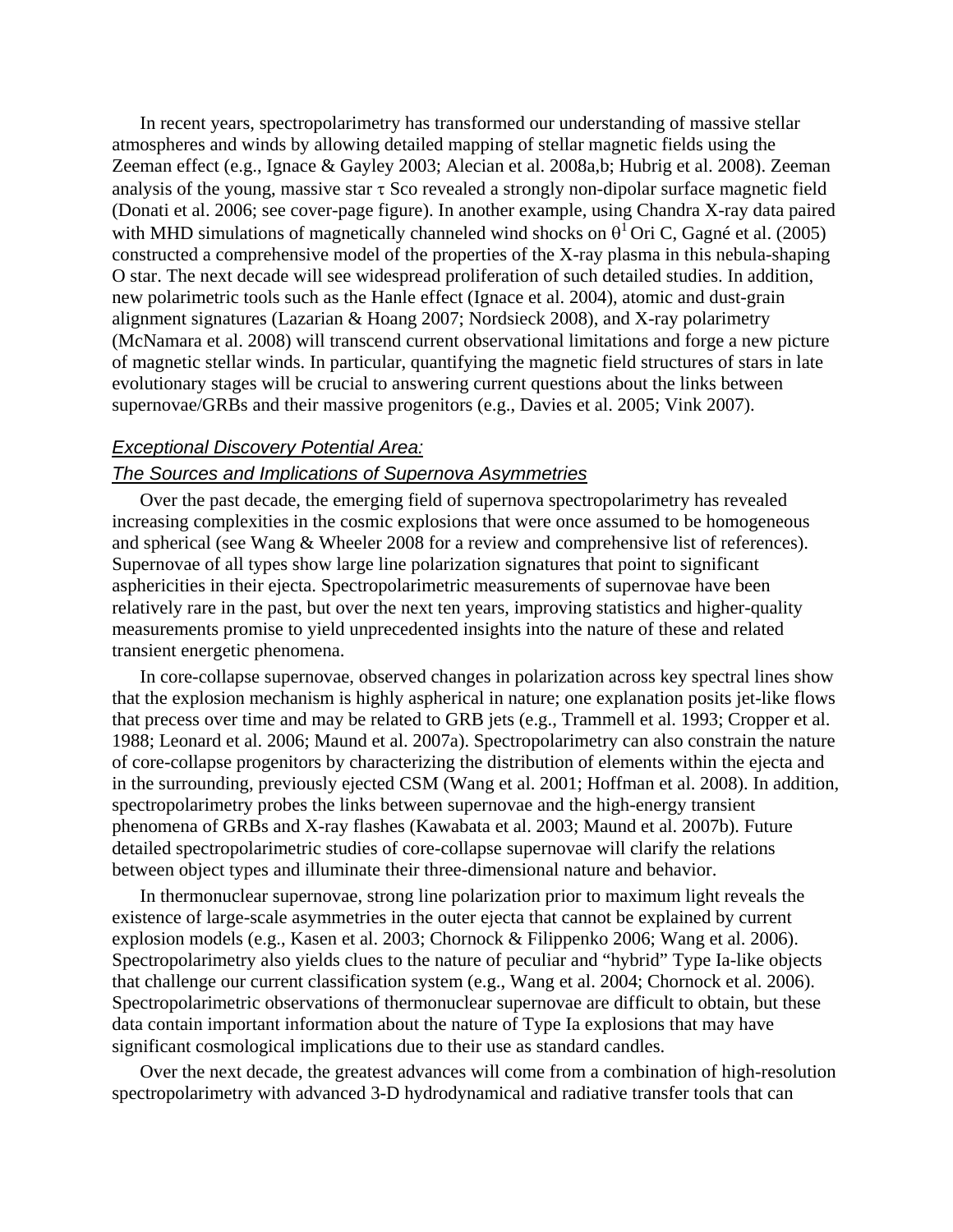In recent years, spectropolarimetry has transformed our understanding of massive stellar atmospheres and winds by allowing detailed mapping of stellar magnetic fields using the Zeeman effect (e.g., Ignace & Gayley 2003; Alecian et al. 2008a,b; Hubrig et al. 2008). Zeeman analysis of the young, massive star $\tau$ Sco revealed a strongly non-dipolar surface magnetic field (Donati et al. 2006; see cover-page figure). In another example, using Chandra X-ray data paired with MHD simulations of magnetically channeled wind shocks on $\theta^1$ Ori C, Gagné et al. (2005) constructed a comprehensive model of the properties of the X-ray plasma in this nebula-shaping O star. The next decade will see widespread proliferation of such detailed studies. In addition, new polarimetric tools such as the Hanle effect (Ignace et al. 2004), atomic and dust-grain alignment signatures (Lazarian & Hoang 2007; Nordsieck 2008), and X-ray polarimetry (McNamara et al. 2008) will transcend current observational limitations and forge a new picture of magnetic stellar winds. In particular, quantifying the magnetic field structures of stars in late evolutionary stages will be crucial to answering current questions about the links between supernovae/GRBs and their massive progenitors (e.g., Davies et al. 2005; Vink 2007).

### *Exceptional Discovery Potential Area:*
### *The Sources and Implications of Supernova Asymmetries*

Over the past decade, the emerging field of supernova spectropolarimetry has revealed increasing complexities in the cosmic explosions that were once assumed to be homogeneous and spherical (see Wang & Wheeler 2008 for a review and comprehensive list of references). Supernovae of all types show large line polarization signatures that point to significant asphericities in their ejecta. Spectropolarimetric measurements of supernovae have been relatively rare in the past, but over the next ten years, improving statistics and higher-quality measurements promise to yield unprecedented insights into the nature of these and related transient energetic phenomena.

In core-collapse supernovae, observed changes in polarization across key spectral lines show that the explosion mechanism is highly aspherical in nature; one explanation posits jet-like flows that precess over time and may be related to GRB jets (e.g., Trammell et al. 1993; Cropper et al. 1988; Leonard et al. 2006; Maund et al. 2007a). Spectropolarimetry can also constrain the nature of core-collapse progenitors by characterizing the distribution of elements within the ejecta and in the surrounding, previously ejected CSM (Wang et al. 2001; Hoffman et al. 2008). In addition, spectropolarimetry probes the links between supernovae and the high-energy transient phenomena of GRBs and X-ray flashes (Kawabata et al. 2003; Maund et al. 2007b). Future detailed spectropolarimetric studies of core-collapse supernovae will clarify the relations between object types and illuminate their three-dimensional nature and behavior.

In thermonuclear supernovae, strong line polarization prior to maximum light reveals the existence of large-scale asymmetries in the outer ejecta that cannot be explained by current explosion models (e.g., Kasen et al. 2003; Chornock & Filippenko 2006; Wang et al. 2006). Spectropolarimetry also yields clues to the nature of peculiar and "hybrid" Type Ia-like objects that challenge our current classification system (e.g., Wang et al. 2004; Chornock et al. 2006). Spectropolarimetric observations of thermonuclear supernovae are difficult to obtain, but these data contain important information about the nature of Type Ia explosions that may have significant cosmological implications due to their use as standard candles.

Over the next decade, the greatest advances will come from a combination of high-resolution spectropolarimetry with advanced 3-D hydrodynamical and radiative transfer tools that can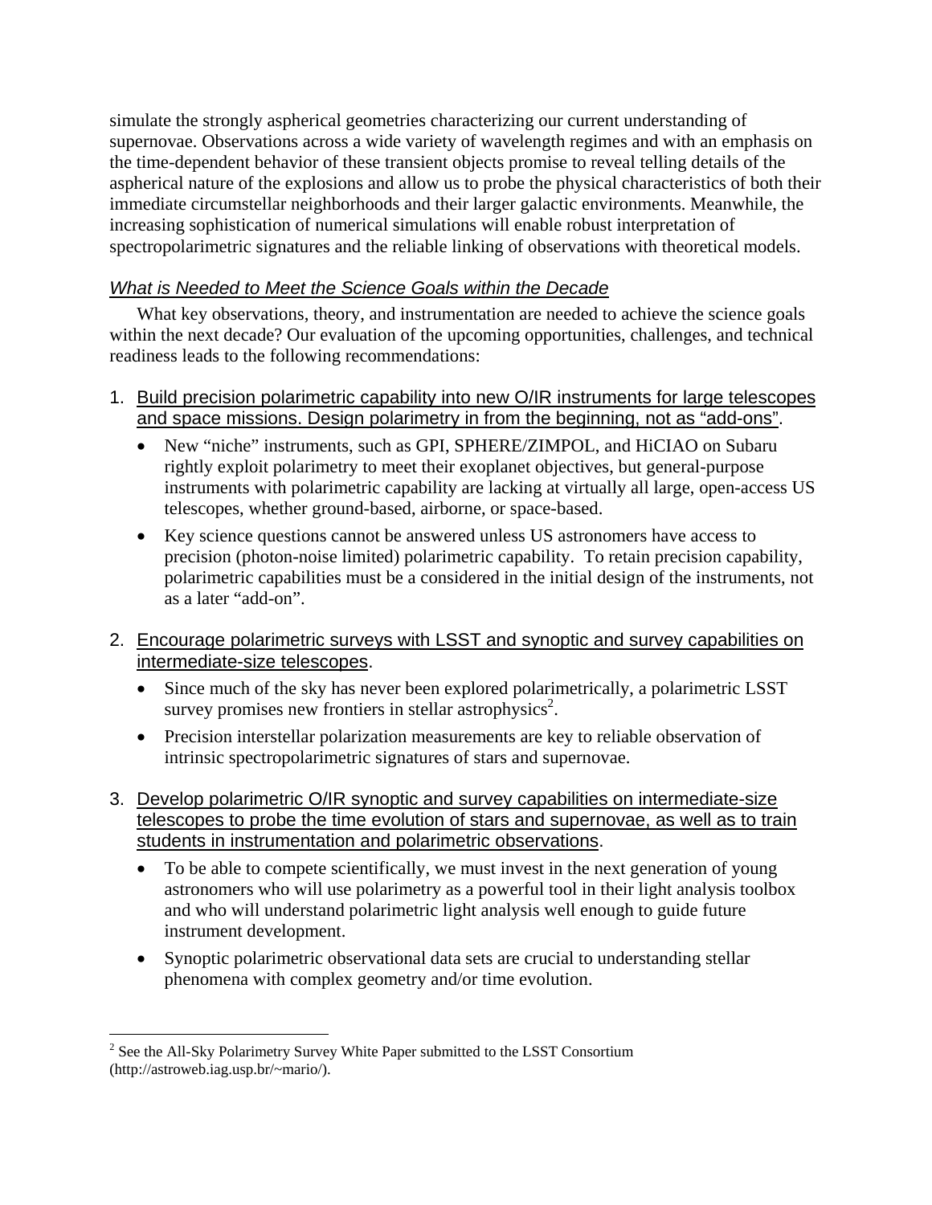simulate the strongly aspherical geometries characterizing our current understanding of supernovae. Observations across a wide variety of wavelength regimes and with an emphasis on the time-dependent behavior of these transient objects promise to reveal telling details of the aspherical nature of the explosions and allow us to probe the physical characteristics of both their immediate circumstellar neighborhoods and their larger galactic environments. Meanwhile, the increasing sophistication of numerical simulations will enable robust interpretation of spectropolarimetric signatures and the reliable linking of observations with theoretical models.

### *What is Needed to Meet the Science Goals within the Decade*

What key observations, theory, and instrumentation are needed to achieve the science goals within the next decade? Our evaluation of the upcoming opportunities, challenges, and technical readiness leads to the following recommendations:

1. <u>Build precision polarimetric capability into new O/IR instruments for large telescopes and space missions. Design polarimetry in from the beginning, not as "add-ons"</u>.
   - New "niche" instruments, such as GPI, SPHERE/ZIMPOL, and HiCIAO on Subaru rightly exploit polarimetry to meet their exoplanet objectives, but general-purpose instruments with polarimetric capability are lacking at virtually all large, open-access US telescopes, whether ground-based, airborne, or space-based.
   - Key science questions cannot be answered unless US astronomers have access to precision (photon-noise limited) polarimetric capability. To retain precision capability, polarimetric capabilities must be a considered in the initial design of the instruments, not as a later "add-on".

2. <u>Encourage polarimetric surveys with LSST and synoptic and survey capabilities on intermediate-size telescopes</u>.
   - Since much of the sky has never been explored polarimetrically, a polarimetric LSST survey promises new frontiers in stellar astrophysics[2].
   - Precision interstellar polarization measurements are key to reliable observation of intrinsic spectropolarimetric signatures of stars and supernovae.

3. <u>Develop polarimetric O/IR synoptic and survey capabilities on intermediate-size telescopes to probe the time evolution of stars and supernovae, as well as to train students in instrumentation and polarimetric observations</u>.
   - To be able to compete scientifically, we must invest in the next generation of young astronomers who will use polarimetry as a powerful tool in their light analysis toolbox and who will understand polarimetric light analysis well enough to guide future instrument development.
   - Synoptic polarimetric observational data sets are crucial to understanding stellar phenomena with complex geometry and/or time evolution.

---

[2] See the All-Sky Polarimetry Survey White Paper submitted to the LSST Consortium (http://astroweb.iag.usp.br/~mario/).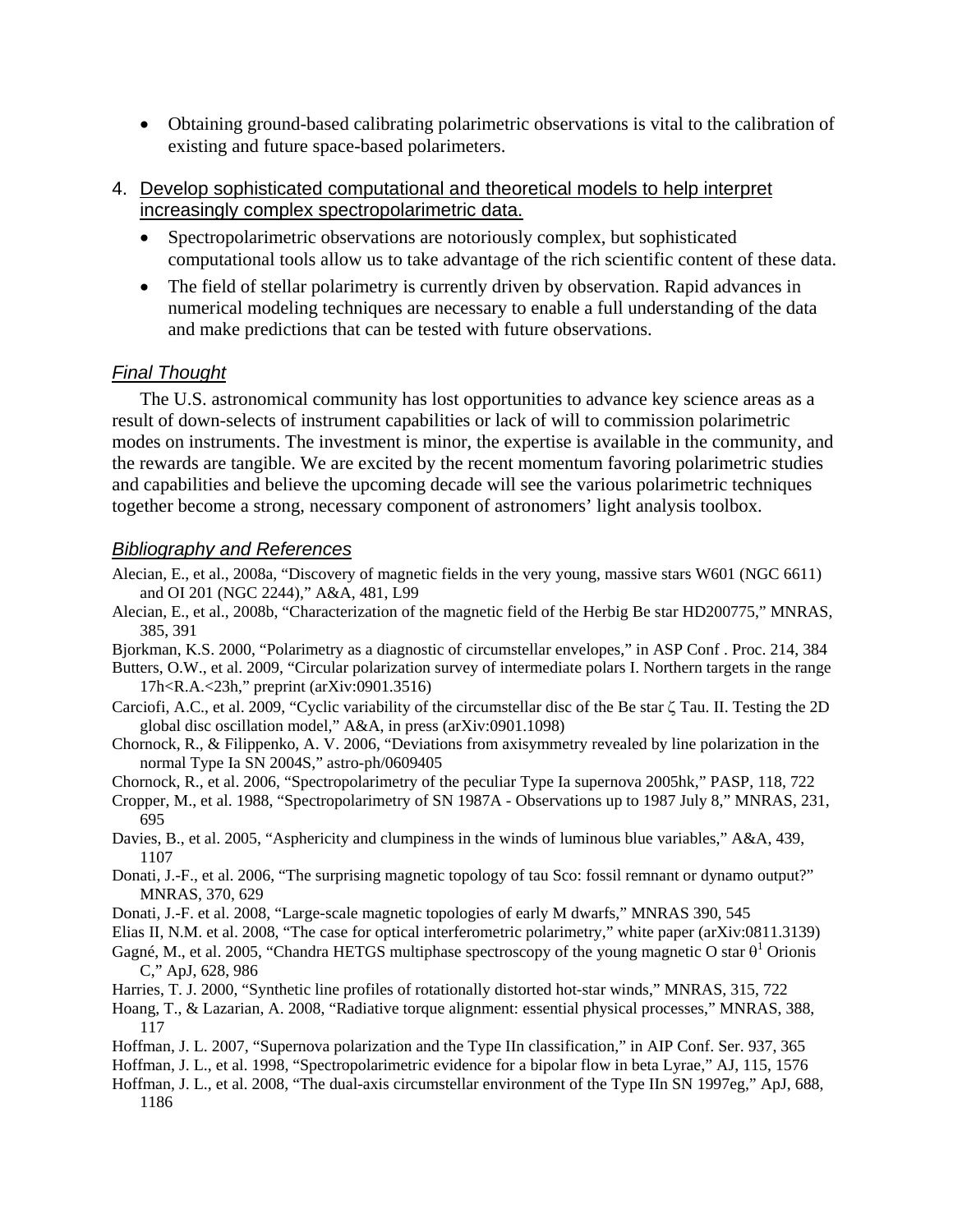- Obtaining ground-based calibrating polarimetric observations is vital to the calibration of existing and future space-based polarimeters.

4. Develop sophisticated computational and theoretical models to help interpret increasingly complex spectropolarimetric data.
   - Spectropolarimetric observations are notoriously complex, but sophisticated computational tools allow us to take advantage of the rich scientific content of these data.
   - The field of stellar polarimetry is currently driven by observation. Rapid advances in numerical modeling techniques are necessary to enable a full understanding of the data and make predictions that can be tested with future observations.

### *Final Thought*

The U.S. astronomical community has lost opportunities to advance key science areas as a result of down-selects of instrument capabilities or lack of will to commission polarimetric modes on instruments. The investment is minor, the expertise is available in the community, and the rewards are tangible. We are excited by the recent momentum favoring polarimetric studies and capabilities and believe the upcoming decade will see the various polarimetric techniques together become a strong, necessary component of astronomers' light analysis toolbox.

### *Bibliography and References*

Alecian, E., et al., 2008a, "Discovery of magnetic fields in the very young, massive stars W601 (NGC 6611) and OI 201 (NGC 2244)," A&A, 481, L99

Alecian, E., et al., 2008b, "Characterization of the magnetic field of the Herbig Be star HD200775," MNRAS, 385, 391

Bjorkman, K.S. 2000, "Polarimetry as a diagnostic of circumstellar envelopes," in ASP Conf . Proc. 214, 384

Butters, O.W., et al. 2009, "Circular polarization survey of intermediate polars I. Northern targets in the range 17h<R.A.<23h," preprint (arXiv:0901.3516)

Carciofi, A.C., et al. 2009, "Cyclic variability of the circumstellar disc of the Be star ζ Tau. II. Testing the 2D global disc oscillation model," A&A, in press (arXiv:0901.1098)

Chornock, R., & Filippenko, A. V. 2006, "Deviations from axisymmetry revealed by line polarization in the normal Type Ia SN 2004S," astro-ph/0609405

Chornock, R., et al. 2006, "Spectropolarimetry of the peculiar Type Ia supernova 2005hk," PASP, 118, 722

Cropper, M., et al. 1988, "Spectropolarimetry of SN 1987A - Observations up to 1987 July 8," MNRAS, 231, 695

Davies, B., et al. 2005, "Asphericity and clumpiness in the winds of luminous blue variables," A&A, 439, 1107

Donati, J.-F., et al. 2006, "The surprising magnetic topology of tau Sco: fossil remnant or dynamo output?" MNRAS, 370, 629

Donati, J.-F. et al. 2008, "Large-scale magnetic topologies of early M dwarfs," MNRAS 390, 545

Elias II, N.M. et al. 2008, "The case for optical interferometric polarimetry," white paper (arXiv:0811.3139)

Gagné, M., et al. 2005, "Chandra HETGS multiphase spectroscopy of the young magnetic O star $\theta^1$ Orionis C," ApJ, 628, 986

Harries, T. J. 2000, "Synthetic line profiles of rotationally distorted hot-star winds," MNRAS, 315, 722

Hoang, T., & Lazarian, A. 2008, "Radiative torque alignment: essential physical processes," MNRAS, 388, 117

Hoffman, J. L. 2007, "Supernova polarization and the Type IIn classification," in AIP Conf. Ser. 937, 365

Hoffman, J. L., et al. 1998, "Spectropolarimetric evidence for a bipolar flow in beta Lyrae," AJ, 115, 1576

Hoffman, J. L., et al. 2008, "The dual-axis circumstellar environment of the Type IIn SN 1997eg," ApJ, 688, 1186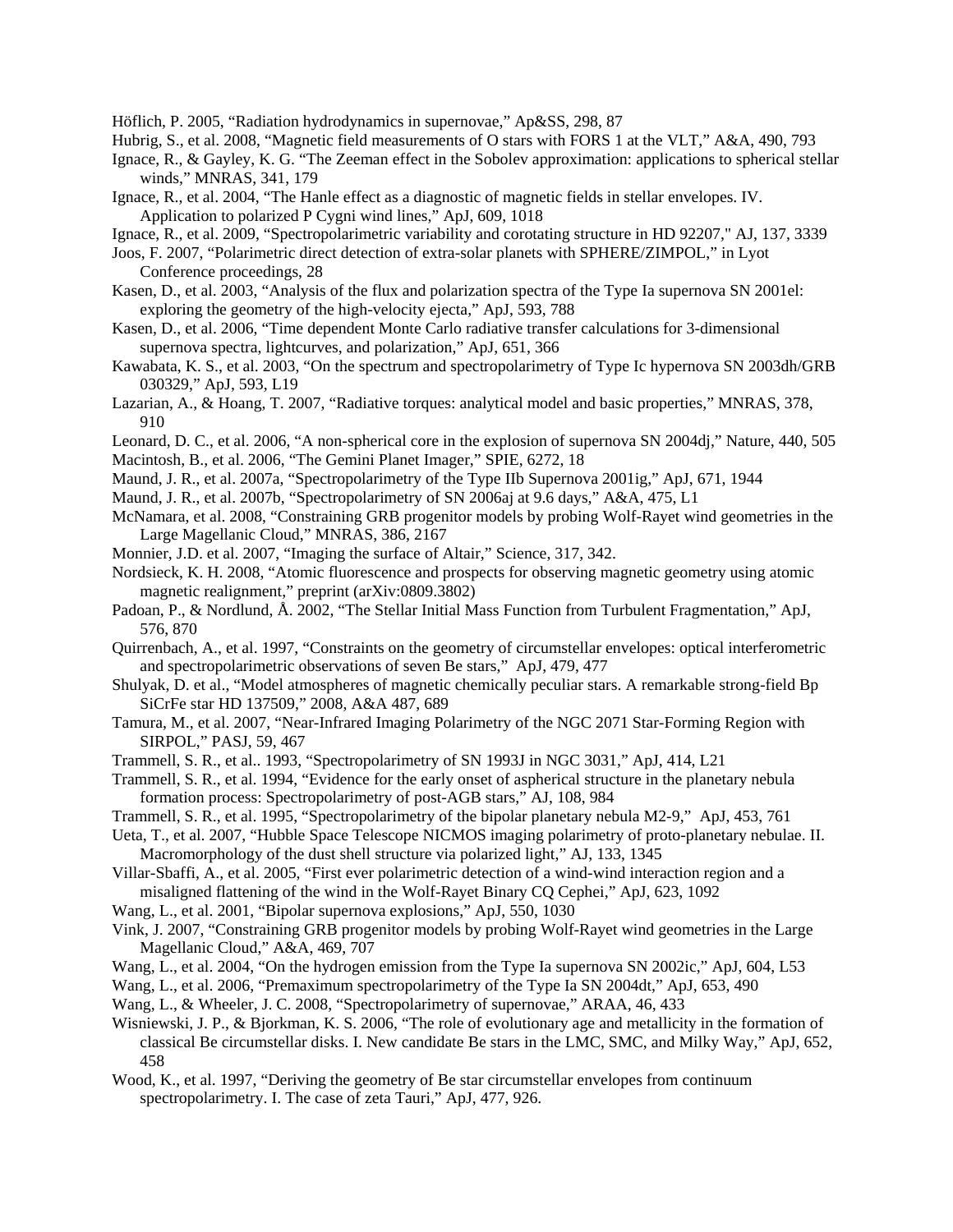Höflich, P. 2005, "Radiation hydrodynamics in supernovae," Ap&SS, 298, 87

Hubrig, S., et al. 2008, "Magnetic field measurements of O stars with FORS 1 at the VLT," A&A, 490, 793

Ignace, R., & Gayley, K. G. "The Zeeman effect in the Sobolev approximation: applications to spherical stellar winds," MNRAS, 341, 179

Ignace, R., et al. 2004, "The Hanle effect as a diagnostic of magnetic fields in stellar envelopes. IV. Application to polarized P Cygni wind lines," ApJ, 609, 1018

Ignace, R., et al. 2009, "Spectropolarimetric variability and corotating structure in HD 92207," AJ, 137, 3339

Joos, F. 2007, "Polarimetric direct detection of extra-solar planets with SPHERE/ZIMPOL," in Lyot Conference proceedings, 28

Kasen, D., et al. 2003, "Analysis of the flux and polarization spectra of the Type Ia supernova SN 2001el: exploring the geometry of the high-velocity ejecta," ApJ, 593, 788

Kasen, D., et al. 2006, "Time dependent Monte Carlo radiative transfer calculations for 3-dimensional supernova spectra, lightcurves, and polarization," ApJ, 651, 366

Kawabata, K. S., et al. 2003, "On the spectrum and spectropolarimetry of Type Ic hypernova SN 2003dh/GRB 030329," ApJ, 593, L19

Lazarian, A., & Hoang, T. 2007, "Radiative torques: analytical model and basic properties," MNRAS, 378, 910

Leonard, D. C., et al. 2006, "A non-spherical core in the explosion of supernova SN 2004dj," Nature, 440, 505

Macintosh, B., et al. 2006, "The Gemini Planet Imager," SPIE, 6272, 18

Maund, J. R., et al. 2007a, "Spectropolarimetry of the Type IIb Supernova 2001ig," ApJ, 671, 1944

Maund, J. R., et al. 2007b, "Spectropolarimetry of SN 2006aj at 9.6 days," A&A, 475, L1

McNamara, et al. 2008, "Constraining GRB progenitor models by probing Wolf-Rayet wind geometries in the Large Magellanic Cloud," MNRAS, 386, 2167

Monnier, J.D. et al. 2007, "Imaging the surface of Altair," Science, 317, 342.

Nordsieck, K. H. 2008, "Atomic fluorescence and prospects for observing magnetic geometry using atomic magnetic realignment," preprint (arXiv:0809.3802)

Padoan, P., & Nordlund, Å. 2002, "The Stellar Initial Mass Function from Turbulent Fragmentation," ApJ, 576, 870

Quirrenbach, A., et al. 1997, "Constraints on the geometry of circumstellar envelopes: optical interferometric and spectropolarimetric observations of seven Be stars," ApJ, 479, 477

Shulyak, D. et al., "Model atmospheres of magnetic chemically peculiar stars. A remarkable strong-field Bp SiCrFe star HD 137509," 2008, A&A 487, 689

Tamura, M., et al. 2007, "Near-Infrared Imaging Polarimetry of the NGC 2071 Star-Forming Region with SIRPOL," PASJ, 59, 467

Trammell, S. R., et al.. 1993, "Spectropolarimetry of SN 1993J in NGC 3031," ApJ, 414, L21

Trammell, S. R., et al. 1994, "Evidence for the early onset of aspherical structure in the planetary nebula formation process: Spectropolarimetry of post-AGB stars," AJ, 108, 984

Trammell, S. R., et al. 1995, "Spectropolarimetry of the bipolar planetary nebula M2-9," ApJ, 453, 761

Ueta, T., et al. 2007, "Hubble Space Telescope NICMOS imaging polarimetry of proto-planetary nebulae. II. Macromorphology of the dust shell structure via polarized light," AJ, 133, 1345

Villar-Sbaffi, A., et al. 2005, "First ever polarimetric detection of a wind-wind interaction region and a misaligned flattening of the wind in the Wolf-Rayet Binary CQ Cephei," ApJ, 623, 1092

Wang, L., et al. 2001, "Bipolar supernova explosions," ApJ, 550, 1030

Vink, J. 2007, "Constraining GRB progenitor models by probing Wolf-Rayet wind geometries in the Large Magellanic Cloud," A&A, 469, 707

Wang, L., et al. 2004, "On the hydrogen emission from the Type Ia supernova SN 2002ic," ApJ, 604, L53

Wang, L., et al. 2006, "Premaximum spectropolarimetry of the Type Ia SN 2004dt," ApJ, 653, 490

Wang, L., & Wheeler, J. C. 2008, "Spectropolarimetry of supernovae," ARAA, 46, 433

Wisniewski, J. P., & Bjorkman, K. S. 2006, "The role of evolutionary age and metallicity in the formation of classical Be circumstellar disks. I. New candidate Be stars in the LMC, SMC, and Milky Way," ApJ, 652, 458

Wood, K., et al. 1997, "Deriving the geometry of Be star circumstellar envelopes from continuum spectropolarimetry. I. The case of zeta Tauri," ApJ, 477, 926.